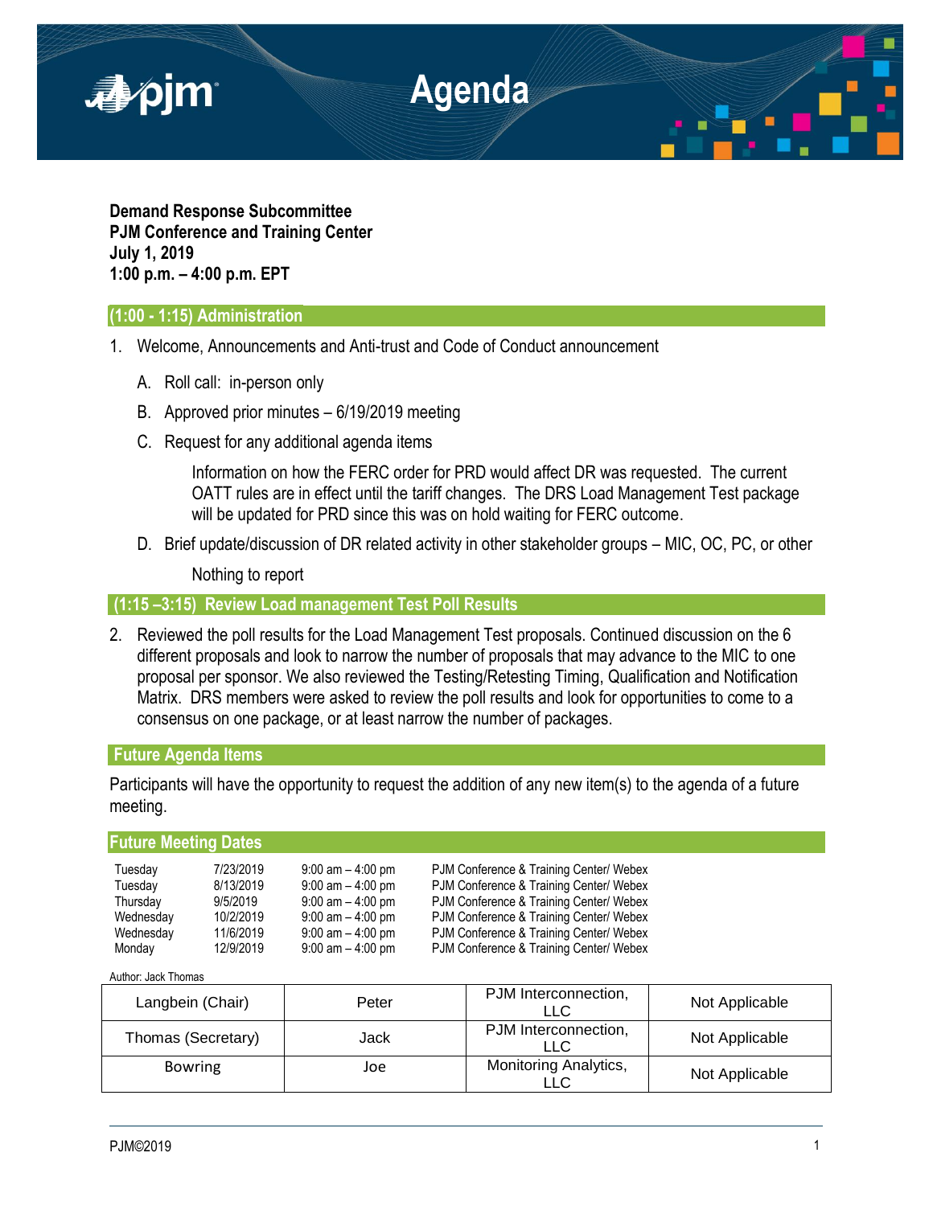# Agenda

**Demand Response Subcommittee**
**PJM Conference and Training Center**
**July 1, 2019**
**1:00 p.m. – 4:00 p.m. EPT**

## (1:00 - 1:15) Administration

1. Welcome, Announcements and Anti-trust and Code of Conduct announcement

   A. Roll call: in-person only

   B. Approved prior minutes – 6/19/2019 meeting

   C. Request for any additional agenda items

      Information on how the FERC order for PRD would affect DR was requested. The current OATT rules are in effect until the tariff changes. The DRS Load Management Test package will be updated for PRD since this was on hold waiting for FERC outcome.

   D. Brief update/discussion of DR related activity in other stakeholder groups – MIC, OC, PC, or other

      Nothing to report

## (1:15 –3:15) Review Load management Test Poll Results

2. Reviewed the poll results for the Load Management Test proposals. Continued discussion on the 6 different proposals and look to narrow the number of proposals that may advance to the MIC to one proposal per sponsor. We also reviewed the Testing/Retesting Timing, Qualification and Notification Matrix. DRS members were asked to review the poll results and look for opportunities to come to a consensus on one package, or at least narrow the number of packages.

## Future Agenda Items

Participants will have the opportunity to request the addition of any new item(s) to the agenda of a future meeting.

## Future Meeting Dates

| | | | |
|---|---|---|---|
| Tuesday | 7/23/2019 | 9:00 am – 4:00 pm | PJM Conference & Training Center/ Webex |
| Tuesday | 8/13/2019 | 9:00 am – 4:00 pm | PJM Conference & Training Center/ Webex |
| Thursday | 9/5/2019 | 9:00 am – 4:00 pm | PJM Conference & Training Center/ Webex |
| Wednesday | 10/2/2019 | 9:00 am – 4:00 pm | PJM Conference & Training Center/ Webex |
| Wednesday | 11/6/2019 | 9:00 am – 4:00 pm | PJM Conference & Training Center/ Webex |
| Monday | 12/9/2019 | 9:00 am – 4:00 pm | PJM Conference & Training Center/ Webex |

Author: Jack Thomas

| | | | |
|---|---|---|---|
| Langbein (Chair) | Peter | PJM Interconnection, LLC | Not Applicable |
| Thomas (Secretary) | Jack | PJM Interconnection, LLC | Not Applicable |
| Bowring | Joe | Monitoring Analytics, LLC | Not Applicable |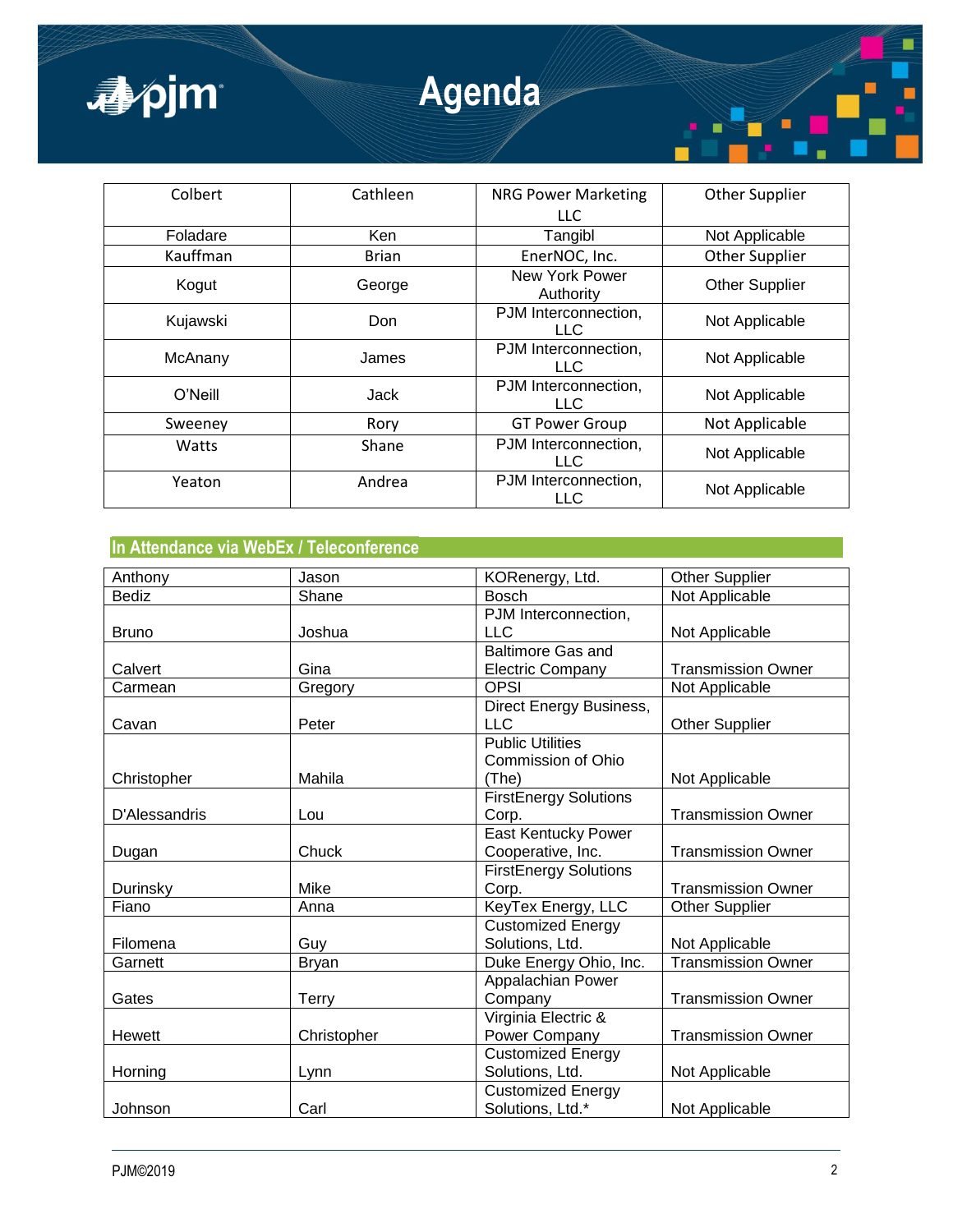| Colbert | Cathleen | NRG Power Marketing LLC | Other Supplier |
|---|---|---|---|
| Foladare | Ken | Tangibl | Not Applicable |
| Kauffman | Brian | EnerNOC, Inc. | Other Supplier |
| Kogut | George | New York Power Authority | Other Supplier |
| Kujawski | Don | PJM Interconnection, LLC | Not Applicable |
| McAnany | James | PJM Interconnection, LLC | Not Applicable |
| O'Neill | Jack | PJM Interconnection, LLC | Not Applicable |
| Sweeney | Rory | GT Power Group | Not Applicable |
| Watts | Shane | PJM Interconnection, LLC | Not Applicable |
| Yeaton | Andrea | PJM Interconnection, LLC | Not Applicable |

## In Attendance via WebEx / Teleconference

| Anthony | Jason | KORenergy, Ltd. | Other Supplier |
|---|---|---|---|
| Bediz | Shane | Bosch | Not Applicable |
| Bruno | Joshua | PJM Interconnection, LLC | Not Applicable |
| Calvert | Gina | Baltimore Gas and Electric Company | Transmission Owner |
| Carmean | Gregory | OPSI | Not Applicable |
| Cavan | Peter | Direct Energy Business, LLC | Other Supplier |
| Christopher | Mahila | Public Utilities Commission of Ohio (The) | Not Applicable |
| D'Alessandris | Lou | FirstEnergy Solutions Corp. | Transmission Owner |
| Dugan | Chuck | East Kentucky Power Cooperative, Inc. | Transmission Owner |
| Durinsky | Mike | FirstEnergy Solutions Corp. | Transmission Owner |
| Fiano | Anna | KeyTex Energy, LLC | Other Supplier |
| Filomena | Guy | Customized Energy Solutions, Ltd. | Not Applicable |
| Garnett | Bryan | Duke Energy Ohio, Inc. | Transmission Owner |
| Gates | Terry | Appalachian Power Company | Transmission Owner |
| Hewett | Christopher | Virginia Electric & Power Company | Transmission Owner |
| Horning | Lynn | Customized Energy Solutions, Ltd. | Not Applicable |
| Johnson | Carl | Customized Energy Solutions, Ltd.* | Not Applicable |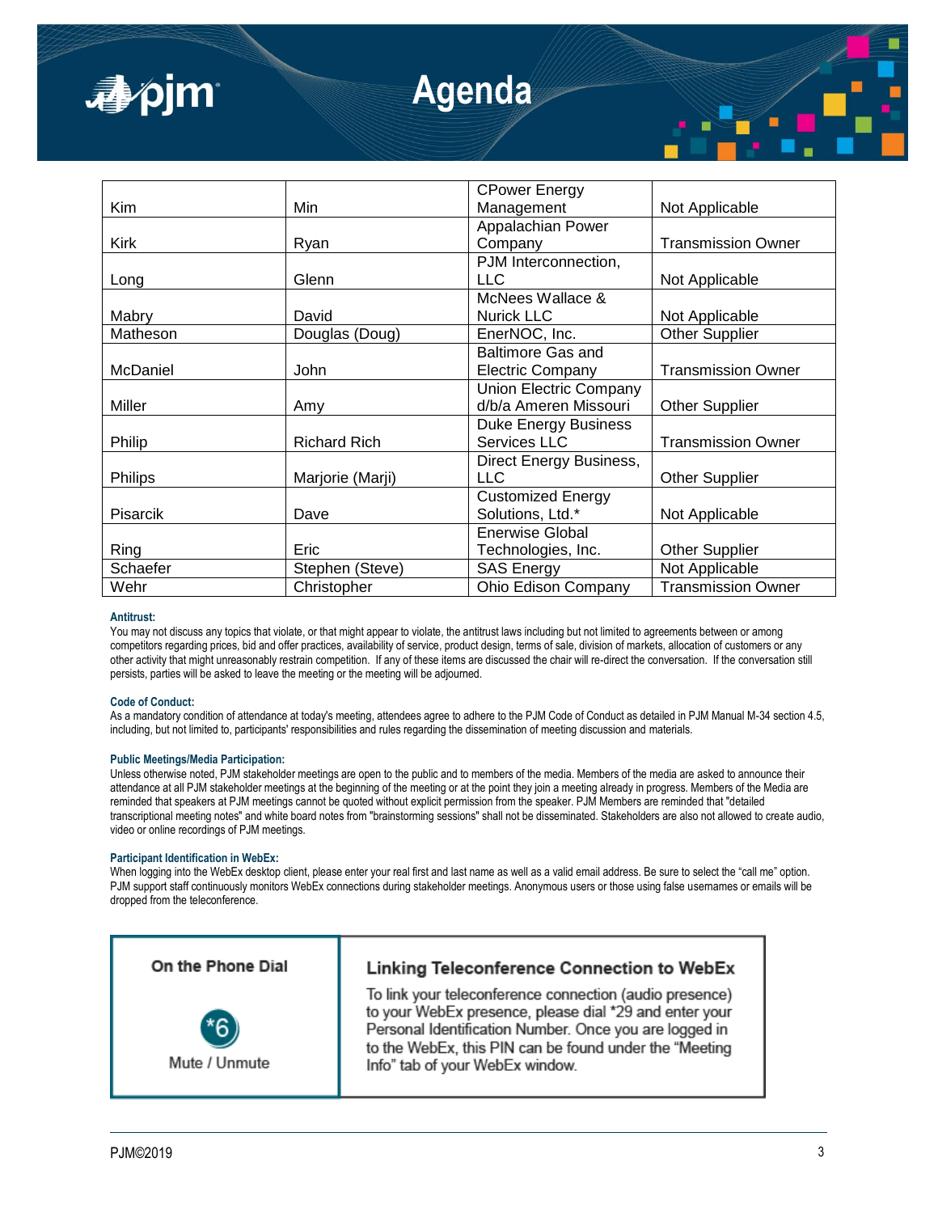| Kim | Min | CPower Energy Management | Not Applicable |
|---|---|---|---|
| Kirk | Ryan | Appalachian Power Company | Transmission Owner |
| Long | Glenn | PJM Interconnection, LLC | Not Applicable |
| Mabry | David | McNees Wallace & Nurick LLC | Not Applicable |
| Matheson | Douglas (Doug) | EnerNOC, Inc. | Other Supplier |
| McDaniel | John | Baltimore Gas and Electric Company | Transmission Owner |
| Miller | Amy | Union Electric Company d/b/a Ameren Missouri | Other Supplier |
| Philip | Richard Rich | Duke Energy Business Services LLC | Transmission Owner |
| Philips | Marjorie (Marji) | Direct Energy Business, LLC | Other Supplier |
| Pisarcik | Dave | Customized Energy Solutions, Ltd.* | Not Applicable |
| Ring | Eric | Enerwise Global Technologies, Inc. | Other Supplier |
| Schaefer | Stephen (Steve) | SAS Energy | Not Applicable |
| Wehr | Christopher | Ohio Edison Company | Transmission Owner |

**Antitrust:**

You may not discuss any topics that violate, or that might appear to violate, the antitrust laws including but not limited to agreements between or among competitors regarding prices, bid and offer practices, availability of service, product design, terms of sale, division of markets, allocation of customers or any other activity that might unreasonably restrain competition. If any of these items are discussed the chair will re-direct the conversation. If the conversation still persists, parties will be asked to leave the meeting or the meeting will be adjourned.

**Code of Conduct:**

As a mandatory condition of attendance at today's meeting, attendees agree to adhere to the PJM Code of Conduct as detailed in PJM Manual M-34 section 4.5, including, but not limited to, participants' responsibilities and rules regarding the dissemination of meeting discussion and materials.

**Public Meetings/Media Participation:**

Unless otherwise noted, PJM stakeholder meetings are open to the public and to members of the media. Members of the media are asked to announce their attendance at all PJM stakeholder meetings at the beginning of the meeting or at the point they join a meeting already in progress. Members of the Media are reminded that speakers at PJM meetings cannot be quoted without explicit permission from the speaker. PJM Members are reminded that "detailed transcriptional meeting notes" and white board notes from "brainstorming sessions" shall not be disseminated. Stakeholders are also not allowed to create audio, video or online recordings of PJM meetings.

**Participant Identification in WebEx:**

When logging into the WebEx desktop client, please enter your real first and last name as well as a valid email address. Be sure to select the "call me" option. PJM support staff continuously monitors WebEx connections during stakeholder meetings. Anonymous users or those using false usernames or emails will be dropped from the teleconference.

| On the Phone Dial | Linking Teleconference Connection to WebEx |
|---|---|
| *6 Mute / Unmute | To link your teleconference connection (audio presence) to your WebEx presence, please dial *29 and enter your Personal Identification Number. Once you are logged in to the WebEx, this PIN can be found under the "Meeting Info" tab of your WebEx window. |

PJM©2019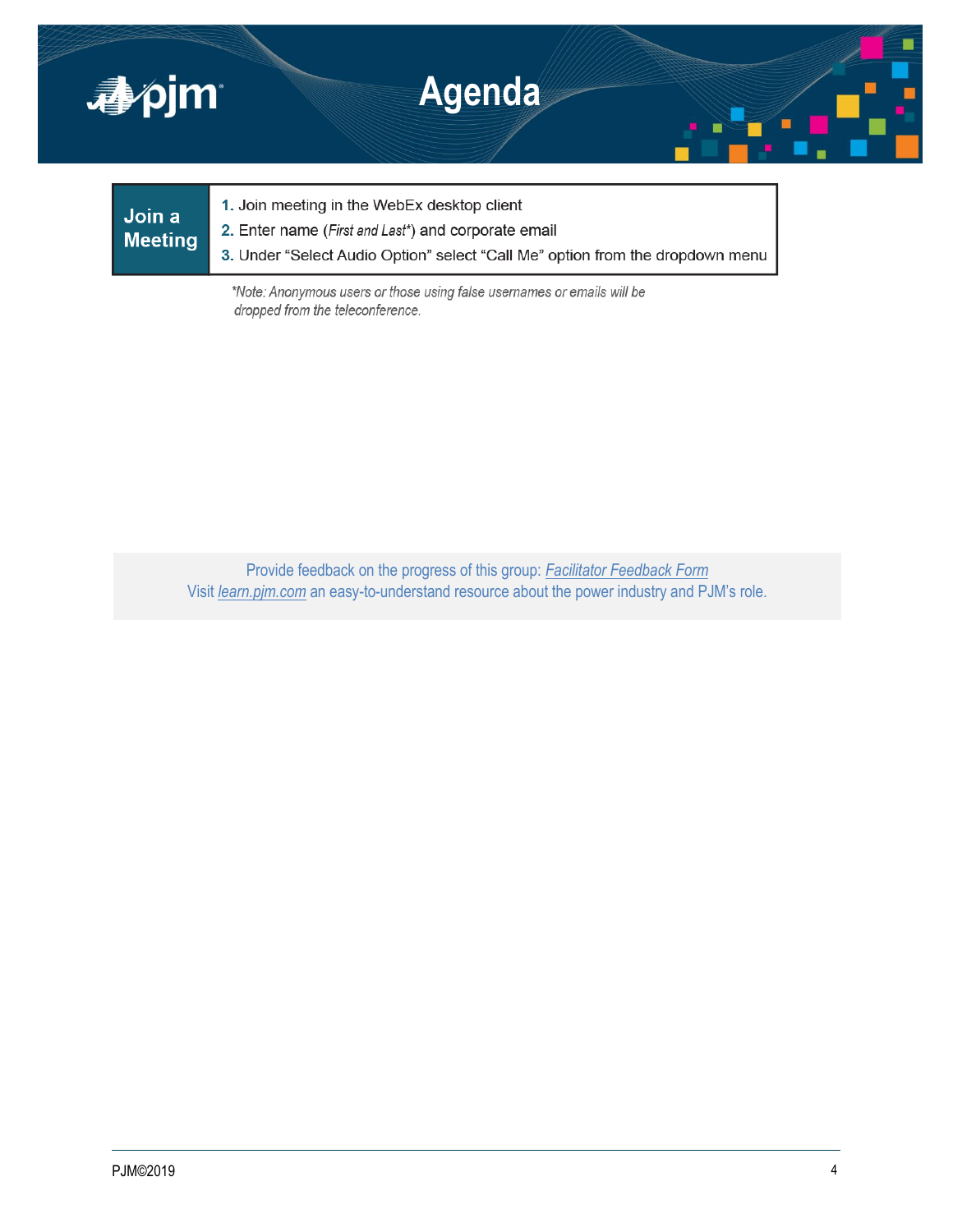# Agenda

| Join a Meeting | |
|---|---|
| | 1. Join meeting in the WebEx desktop client |
| | 2. Enter name (*First and Last\**) and corporate email |
| | 3. Under "Select Audio Option" select "Call Me" option from the dropdown menu |

*\*Note: Anonymous users or those using false usernames or emails will be dropped from the teleconference.*

Provide feedback on the progress of this group: *Facilitator Feedback Form*

Visit *learn.pjm.com* an easy-to-understand resource about the power industry and PJM's role.

PJM©2019